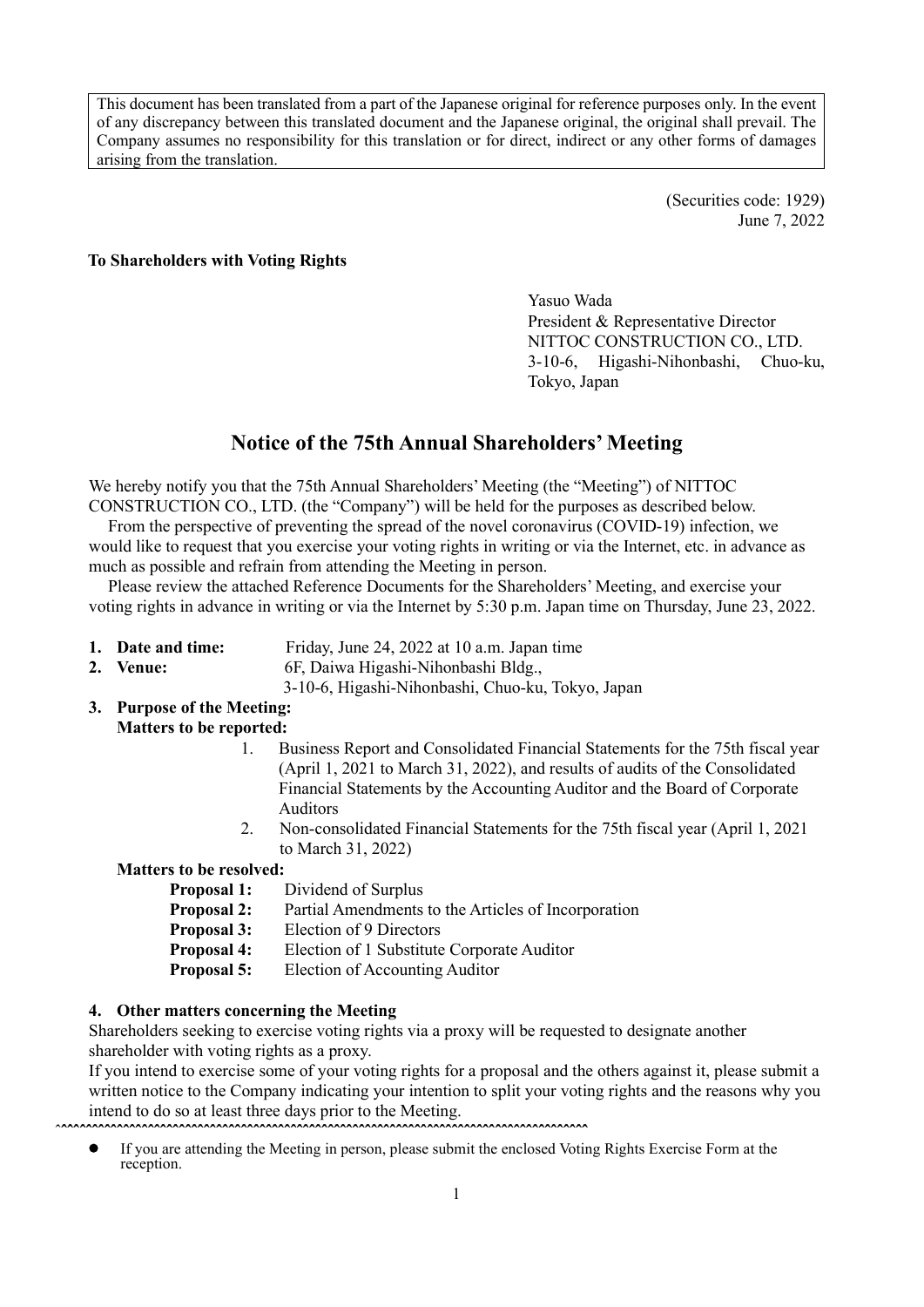This document has been translated from a part of the Japanese original for reference purposes only. In the event of any discrepancy between this translated document and the Japanese original, the original shall prevail. The Company assumes no responsibility for this translation or for direct, indirect or any other forms of damages arising from the translation.

(Securities code: 1929)
June 7, 2022

**To Shareholders with Voting Rights**

Yasuo Wada
President & Representative Director
NITTOC CONSTRUCTION CO., LTD.
3-10-6, Higashi-Nihonbashi, Chuo-ku, Tokyo, Japan

# Notice of the 75th Annual Shareholders' Meeting

We hereby notify you that the 75th Annual Shareholders' Meeting (the "Meeting") of NITTOC CONSTRUCTION CO., LTD. (the "Company") will be held for the purposes as described below.

From the perspective of preventing the spread of the novel coronavirus (COVID-19) infection, we would like to request that you exercise your voting rights in writing or via the Internet, etc. in advance as much as possible and refrain from attending the Meeting in person.

Please review the attached Reference Documents for the Shareholders' Meeting, and exercise your voting rights in advance in writing or via the Internet by 5:30 p.m. Japan time on Thursday, June 23, 2022.

1. **Date and time:** Friday, June 24, 2022 at 10 a.m. Japan time
2. **Venue:** 6F, Daiwa Higashi-Nihonbashi Bldg., 3-10-6, Higashi-Nihonbashi, Chuo-ku, Tokyo, Japan
3. **Purpose of the Meeting:**

   **Matters to be reported:**

   1. Business Report and Consolidated Financial Statements for the 75th fiscal year (April 1, 2021 to March 31, 2022), and results of audits of the Consolidated Financial Statements by the Accounting Auditor and the Board of Corporate Auditors
   2. Non-consolidated Financial Statements for the 75th fiscal year (April 1, 2021 to March 31, 2022)

   **Matters to be resolved:**

   **Proposal 1:** Dividend of Surplus
   **Proposal 2:** Partial Amendments to the Articles of Incorporation
   **Proposal 3:** Election of 9 Directors
   **Proposal 4:** Election of 1 Substitute Corporate Auditor
   **Proposal 5:** Election of Accounting Auditor

4. **Other matters concerning the Meeting**

Shareholders seeking to exercise voting rights via a proxy will be requested to designate another shareholder with voting rights as a proxy.

If you intend to exercise some of your voting rights for a proposal and the others against it, please submit a written notice to the Company indicating your intention to split your voting rights and the reasons why you intend to do so at least three days prior to the Meeting.

- If you are attending the Meeting in person, please submit the enclosed Voting Rights Exercise Form at the reception.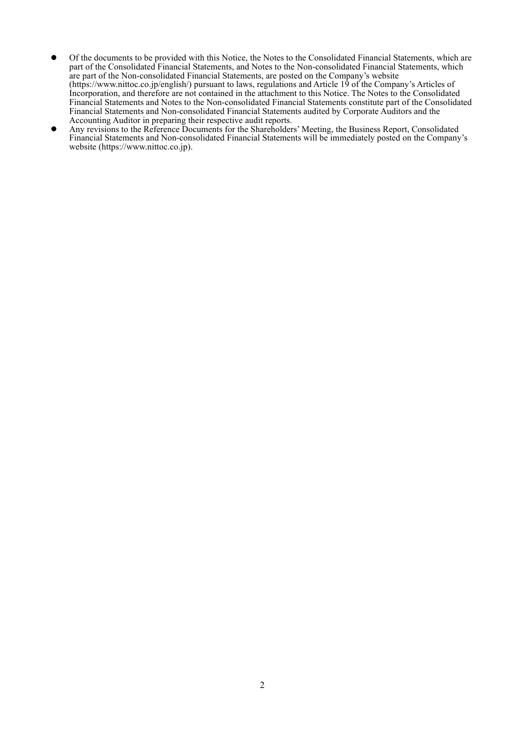- Of the documents to be provided with this Notice, the Notes to the Consolidated Financial Statements, which are part of the Consolidated Financial Statements, and Notes to the Non-consolidated Financial Statements, which are part of the Non-consolidated Financial Statements, are posted on the Company's website (https://www.nittoc.co.jp/english/) pursuant to laws, regulations and Article 19 of the Company's Articles of Incorporation, and therefore are not contained in the attachment to this Notice. The Notes to the Consolidated Financial Statements and Notes to the Non-consolidated Financial Statements constitute part of the Consolidated Financial Statements and Non-consolidated Financial Statements audited by Corporate Auditors and the Accounting Auditor in preparing their respective audit reports.
- Any revisions to the Reference Documents for the Shareholders' Meeting, the Business Report, Consolidated Financial Statements and Non-consolidated Financial Statements will be immediately posted on the Company's website (https://www.nittoc.co.jp).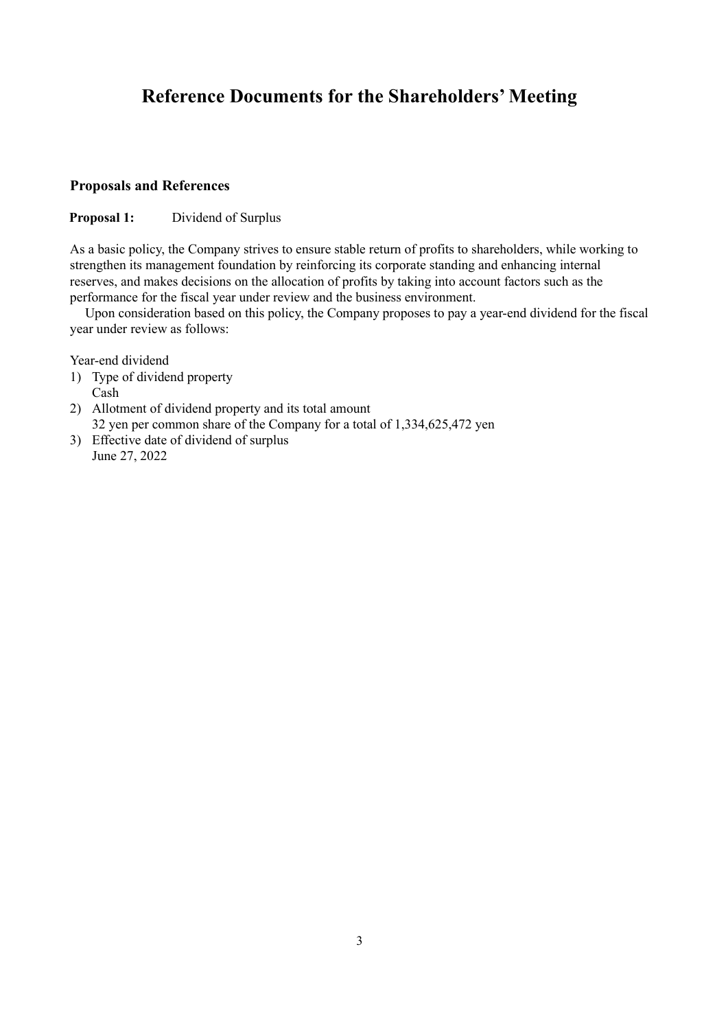# Reference Documents for the Shareholders' Meeting

### Proposals and References

**Proposal 1:** Dividend of Surplus

As a basic policy, the Company strives to ensure stable return of profits to shareholders, while working to strengthen its management foundation by reinforcing its corporate standing and enhancing internal reserves, and makes decisions on the allocation of profits by taking into account factors such as the performance for the fiscal year under review and the business environment.

Upon consideration based on this policy, the Company proposes to pay a year-end dividend for the fiscal year under review as follows:

Year-end dividend

1) Type of dividend property
   Cash
2) Allotment of dividend property and its total amount
   32 yen per common share of the Company for a total of 1,334,625,472 yen
3) Effective date of dividend of surplus
   June 27, 2022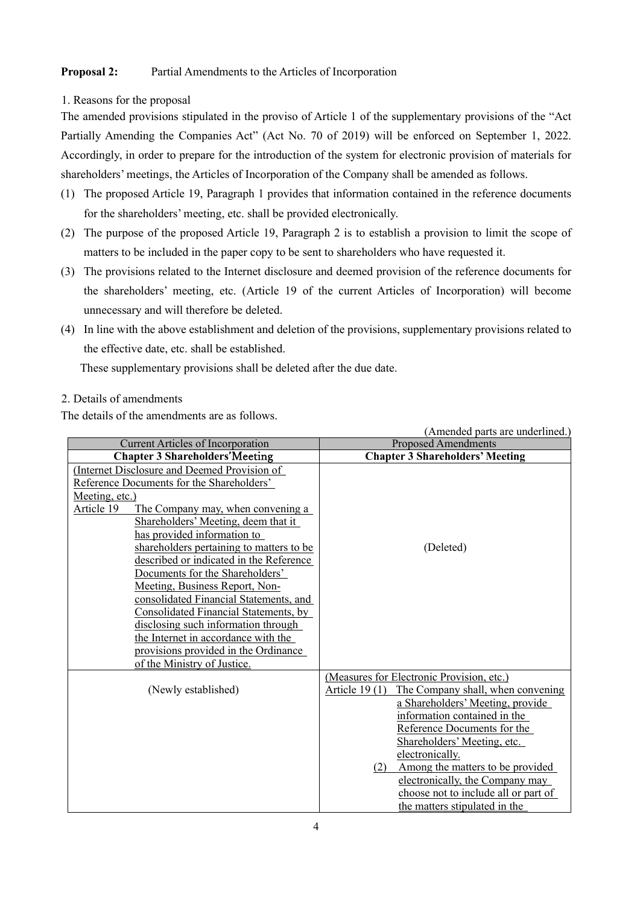**Proposal 2:** Partial Amendments to the Articles of Incorporation

1. Reasons for the proposal

The amended provisions stipulated in the proviso of Article 1 of the supplementary provisions of the "Act Partially Amending the Companies Act" (Act No. 70 of 2019) will be enforced on September 1, 2022. Accordingly, in order to prepare for the introduction of the system for electronic provision of materials for shareholders' meetings, the Articles of Incorporation of the Company shall be amended as follows.

(1) The proposed Article 19, Paragraph 1 provides that information contained in the reference documents for the shareholders' meeting, etc. shall be provided electronically.

(2) The purpose of the proposed Article 19, Paragraph 2 is to establish a provision to limit the scope of matters to be included in the paper copy to be sent to shareholders who have requested it.

(3) The provisions related to the Internet disclosure and deemed provision of the reference documents for the shareholders' meeting, etc. (Article 19 of the current Articles of Incorporation) will become unnecessary and will therefore be deleted.

(4) In line with the above establishment and deletion of the provisions, supplementary provisions related to the effective date, etc. shall be established.

These supplementary provisions shall be deleted after the due date.

2. Details of amendments

The details of the amendments are as follows.

(Amended parts are underlined.)

| Current Articles of Incorporation | Proposed Amendments |
|---|---|
| **Chapter 3 Shareholders' Meeting** | **Chapter 3 Shareholders' Meeting** |
| (Internet Disclosure and Deemed Provision of Reference Documents for the Shareholders' Meeting, etc.)<br>Article 19 The Company may, when convening a Shareholders' Meeting, deem that it has provided information to shareholders pertaining to matters to be described or indicated in the Reference Documents for the Shareholders' Meeting, Business Report, Non-consolidated Financial Statements, and Consolidated Financial Statements, by disclosing such information through the Internet in accordance with the provisions provided in the Ordinance of the Ministry of Justice. | (Deleted) |
| (Newly established) | (Measures for Electronic Provision, etc.)<br>Article 19 (1) The Company shall, when convening a Shareholders' Meeting, provide information contained in the Reference Documents for the Shareholders' Meeting, etc. electronically.<br>(2) Among the matters to be provided electronically, the Company may choose not to include all or part of the matters stipulated in the |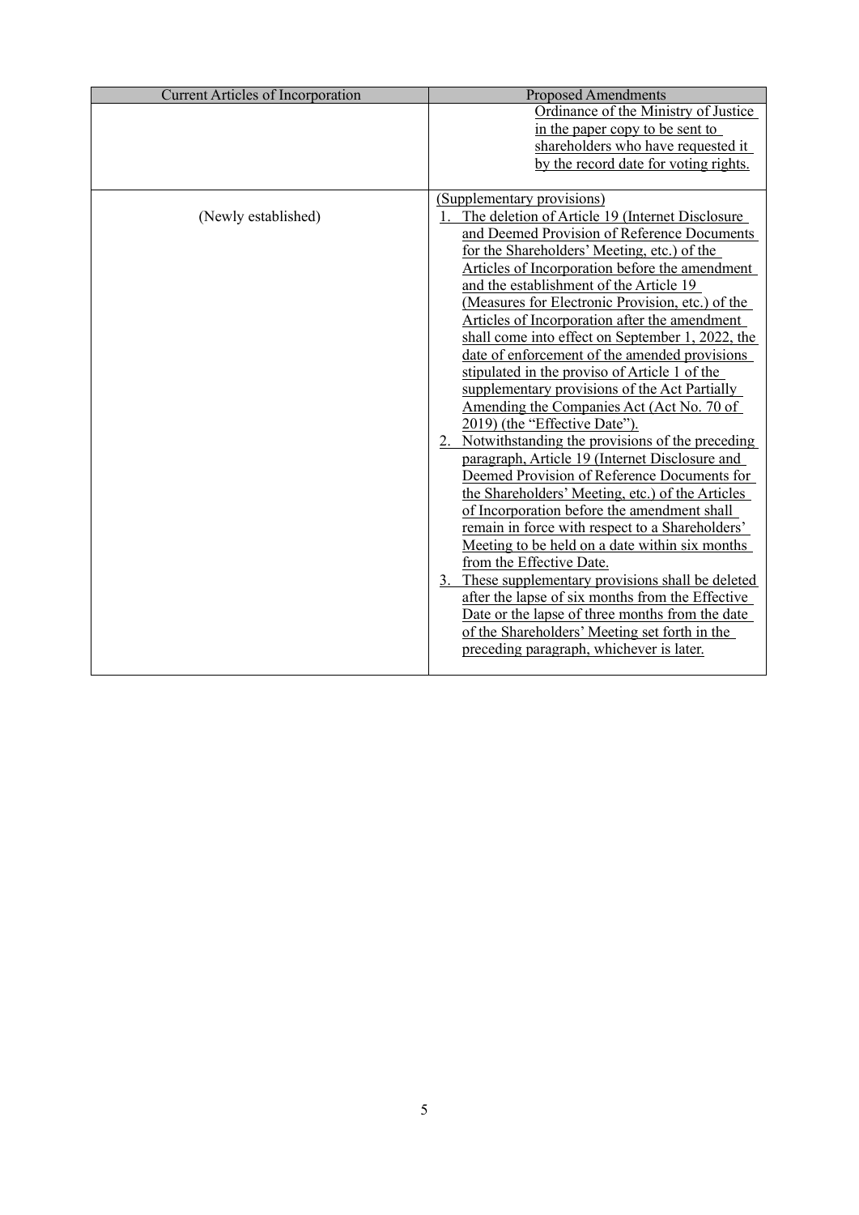| Current Articles of Incorporation | Proposed Amendments |
|---|---|
| | Ordinance of the Ministry of Justice in the paper copy to be sent to shareholders who have requested it by the record date for voting rights. |
| (Newly established) | (Supplementary provisions)<br>1. The deletion of Article 19 (Internet Disclosure and Deemed Provision of Reference Documents for the Shareholders' Meeting, etc.) of the Articles of Incorporation before the amendment and the establishment of the Article 19 (Measures for Electronic Provision, etc.) of the Articles of Incorporation after the amendment shall come into effect on September 1, 2022, the date of enforcement of the amended provisions stipulated in the proviso of Article 1 of the supplementary provisions of the Act Partially Amending the Companies Act (Act No. 70 of 2019) (the "Effective Date").<br>2. Notwithstanding the provisions of the preceding paragraph, Article 19 (Internet Disclosure and Deemed Provision of Reference Documents for the Shareholders' Meeting, etc.) of the Articles of Incorporation before the amendment shall remain in force with respect to a Shareholders' Meeting to be held on a date within six months from the Effective Date.<br>3. These supplementary provisions shall be deleted after the lapse of six months from the Effective Date or the lapse of three months from the date of the Shareholders' Meeting set forth in the preceding paragraph, whichever is later. |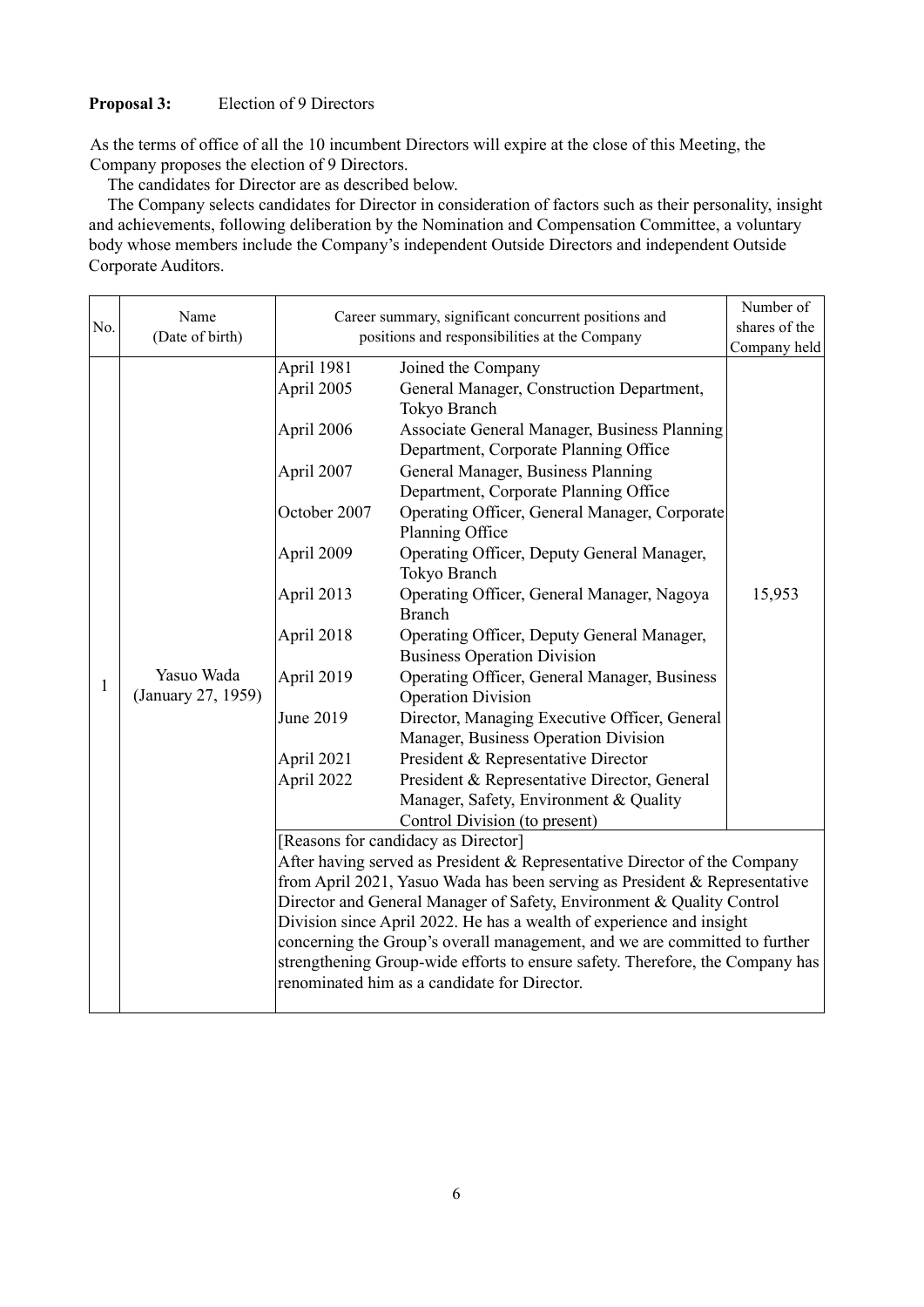**Proposal 3:** Election of 9 Directors

As the terms of office of all the 10 incumbent Directors will expire at the close of this Meeting, the Company proposes the election of 9 Directors.

The candidates for Director are as described below.

The Company selects candidates for Director in consideration of factors such as their personality, insight and achievements, following deliberation by the Nomination and Compensation Committee, a voluntary body whose members include the Company's independent Outside Directors and independent Outside Corporate Auditors.

| No. | Name (Date of birth) | Career summary, significant concurrent positions and positions and responsibilities at the Company | | Number of shares of the Company held |
|---|---|---|---|---|
| 1 | Yasuo Wada (January 27, 1959) | April 1981 | Joined the Company | 15,953 |
| | | April 2005 | General Manager, Construction Department, Tokyo Branch | |
| | | April 2006 | Associate General Manager, Business Planning Department, Corporate Planning Office | |
| | | April 2007 | General Manager, Business Planning Department, Corporate Planning Office | |
| | | October 2007 | Operating Officer, General Manager, Corporate Planning Office | |
| | | April 2009 | Operating Officer, Deputy General Manager, Tokyo Branch | |
| | | April 2013 | Operating Officer, General Manager, Nagoya Branch | |
| | | April 2018 | Operating Officer, Deputy General Manager, Business Operation Division | |
| | | April 2019 | Operating Officer, General Manager, Business Operation Division | |
| | | June 2019 | Director, Managing Executive Officer, General Manager, Business Operation Division | |
| | | April 2021 | President & Representative Director | |
| | | April 2022 | President & Representative Director, General Manager, Safety, Environment & Quality Control Division (to present) | |
| | | [Reasons for candidacy as Director]<br>After having served as President & Representative Director of the Company from April 2021, Yasuo Wada has been serving as President & Representative Director and General Manager of Safety, Environment & Quality Control Division since April 2022. He has a wealth of experience and insight concerning the Group's overall management, and we are committed to further strengthening Group-wide efforts to ensure safety. Therefore, the Company has renominated him as a candidate for Director. | | |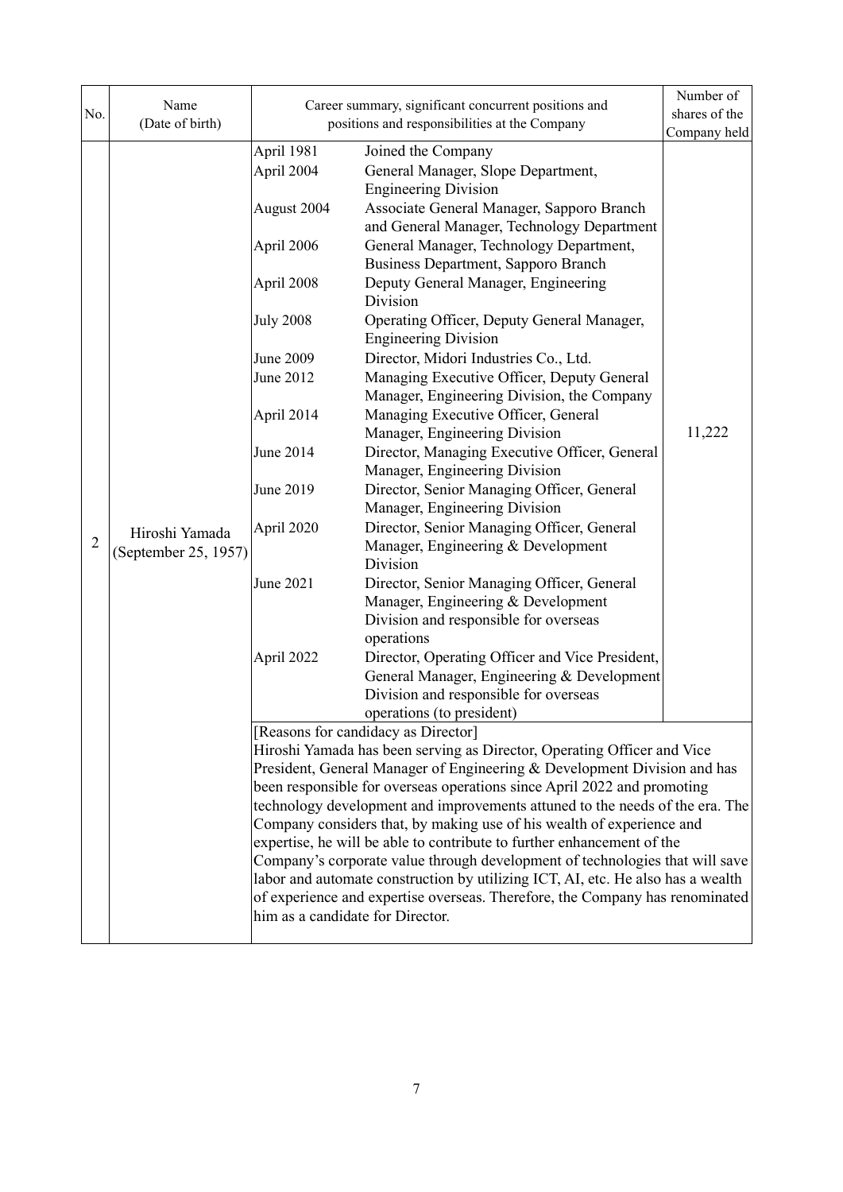| No. | Name (Date of birth) | Career summary, significant concurrent positions and positions and responsibilities at the Company | | Number of shares of the Company held |
|---|---|---|---|---|
| 2 | Hiroshi Yamada (September 25, 1957) | April 1981 | Joined the Company | 11,222 |
| | | April 2004 | General Manager, Slope Department, Engineering Division | |
| | | August 2004 | Associate General Manager, Sapporo Branch and General Manager, Technology Department | |
| | | April 2006 | General Manager, Technology Department, Business Department, Sapporo Branch | |
| | | April 2008 | Deputy General Manager, Engineering Division | |
| | | July 2008 | Operating Officer, Deputy General Manager, Engineering Division | |
| | | June 2009 | Director, Midori Industries Co., Ltd. | |
| | | June 2012 | Managing Executive Officer, Deputy General Manager, Engineering Division, the Company | |
| | | April 2014 | Managing Executive Officer, General Manager, Engineering Division | |
| | | June 2014 | Director, Managing Executive Officer, General Manager, Engineering Division | |
| | | June 2019 | Director, Senior Managing Officer, General Manager, Engineering Division | |
| | | April 2020 | Director, Senior Managing Officer, General Manager, Engineering & Development Division | |
| | | June 2021 | Director, Senior Managing Officer, General Manager, Engineering & Development Division and responsible for overseas operations | |
| | | April 2022 | Director, Operating Officer and Vice President, General Manager, Engineering & Development Division and responsible for overseas operations (to present) | |
| | | [Reasons for candidacy as Director]<br>Hiroshi Yamada has been serving as Director, Operating Officer and Vice President, General Manager of Engineering & Development Division and has been responsible for overseas operations since April 2022 and promoting technology development and improvements attuned to the needs of the era. The Company considers that, by making use of his wealth of experience and expertise, he will be able to contribute to further enhancement of the Company's corporate value through development of technologies that will save labor and automate construction by utilizing ICT, AI, etc. He also has a wealth of experience and expertise overseas. Therefore, the Company has renominated him as a candidate for Director. | | |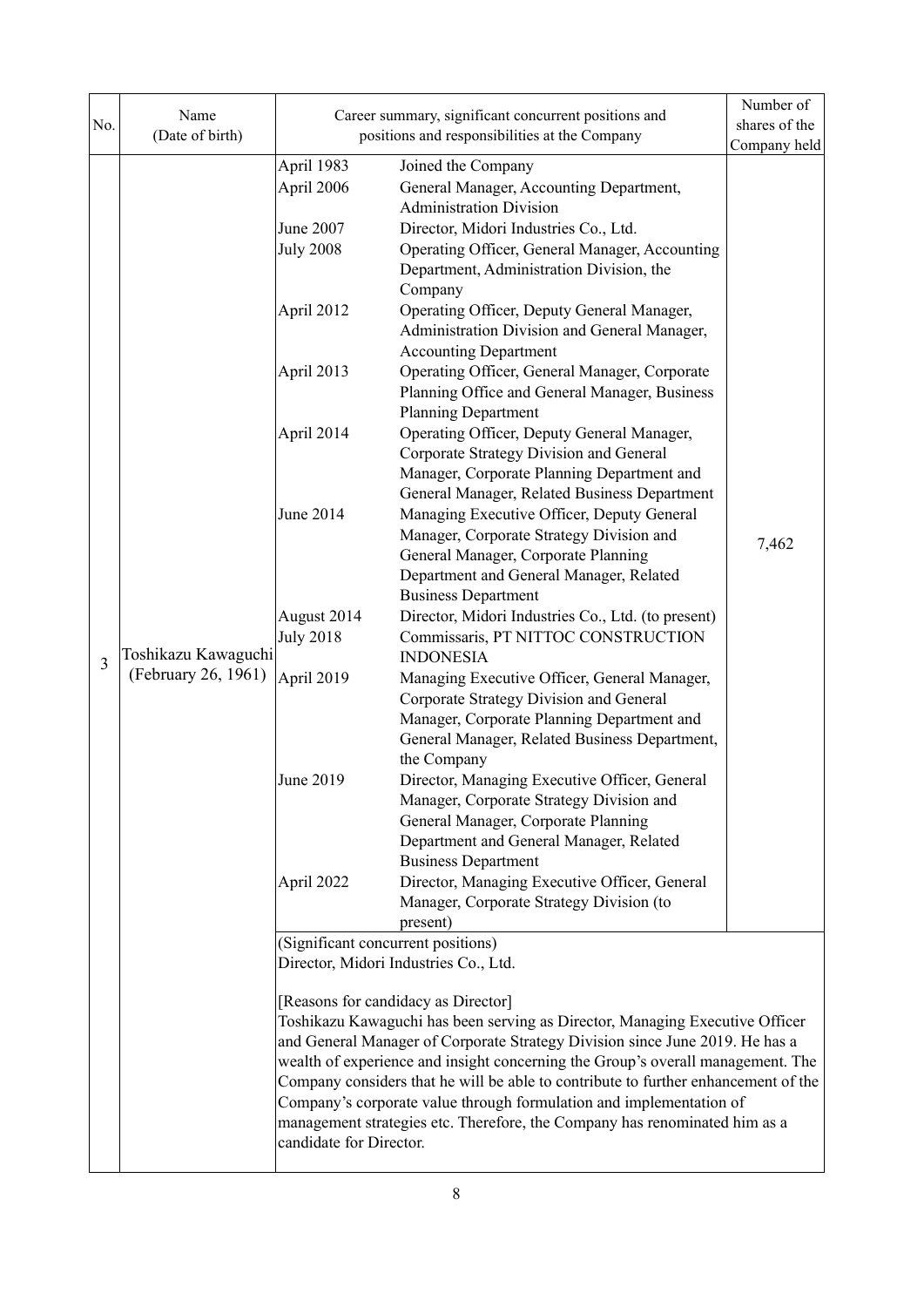| No. | Name (Date of birth) | Career summary, significant concurrent positions and positions and responsibilities at the Company | | Number of shares of the Company held |
|---|---|---|---|---|
| 3 | Toshikazu Kawaguchi (February 26, 1961) | April 1983 | Joined the Company | 7,462 |
| | | April 2006 | General Manager, Accounting Department, Administration Division | |
| | | June 2007 | Director, Midori Industries Co., Ltd. | |
| | | July 2008 | Operating Officer, General Manager, Accounting Department, Administration Division, the Company | |
| | | April 2012 | Operating Officer, Deputy General Manager, Administration Division and General Manager, Accounting Department | |
| | | April 2013 | Operating Officer, General Manager, Corporate Planning Office and General Manager, Business Planning Department | |
| | | April 2014 | Operating Officer, Deputy General Manager, Corporate Strategy Division and General Manager, Corporate Planning Department and General Manager, Related Business Department | |
| | | June 2014 | Managing Executive Officer, Deputy General Manager, Corporate Strategy Division and General Manager, Corporate Planning Department and General Manager, Related Business Department | |
| | | August 2014 | Director, Midori Industries Co., Ltd. (to present) | |
| | | July 2018 | Commissaris, PT NITTOC CONSTRUCTION INDONESIA | |
| | | April 2019 | Managing Executive Officer, General Manager, Corporate Strategy Division and General Manager, Corporate Planning Department and General Manager, Related Business Department, the Company | |
| | | June 2019 | Director, Managing Executive Officer, General Manager, Corporate Strategy Division and General Manager, Corporate Planning Department and General Manager, Related Business Department | |
| | | April 2022 | Director, Managing Executive Officer, General Manager, Corporate Strategy Division (to present) | |
| | | (Significant concurrent positions)<br>Director, Midori Industries Co., Ltd.<br><br>[Reasons for candidacy as Director]<br>Toshikazu Kawaguchi has been serving as Director, Managing Executive Officer and General Manager of Corporate Strategy Division since June 2019. He has a wealth of experience and insight concerning the Group's overall management. The Company considers that he will be able to contribute to further enhancement of the Company's corporate value through formulation and implementation of management strategies etc. Therefore, the Company has renominated him as a candidate for Director. | | |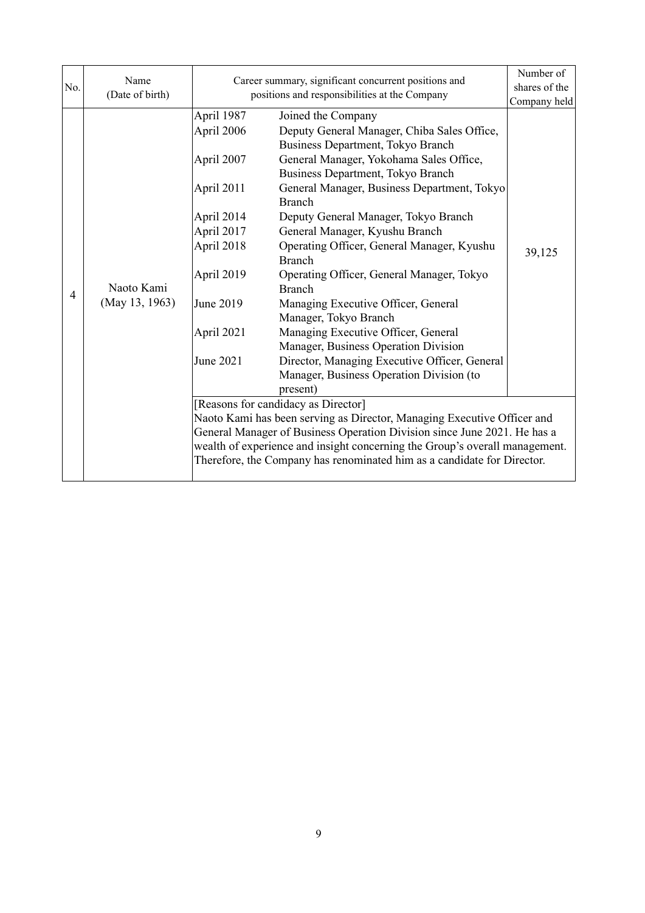| No. | Name (Date of birth) | Career summary, significant concurrent positions and positions and responsibilities at the Company | | Number of shares of the Company held |
|---|---|---|---|---|
| 4 | Naoto Kami (May 13, 1963) | April 1987 | Joined the Company | 39,125 |
| | | April 2006 | Deputy General Manager, Chiba Sales Office, Business Department, Tokyo Branch | |
| | | April 2007 | General Manager, Yokohama Sales Office, Business Department, Tokyo Branch | |
| | | April 2011 | General Manager, Business Department, Tokyo Branch | |
| | | April 2014 | Deputy General Manager, Tokyo Branch | |
| | | April 2017 | General Manager, Kyushu Branch | |
| | | April 2018 | Operating Officer, General Manager, Kyushu Branch | |
| | | April 2019 | Operating Officer, General Manager, Tokyo Branch | |
| | | June 2019 | Managing Executive Officer, General Manager, Tokyo Branch | |
| | | April 2021 | Managing Executive Officer, General Manager, Business Operation Division | |
| | | June 2021 | Director, Managing Executive Officer, General Manager, Business Operation Division (to present) | |
| | | [Reasons for candidacy as Director]<br>Naoto Kami has been serving as Director, Managing Executive Officer and General Manager of Business Operation Division since June 2021. He has a wealth of experience and insight concerning the Group's overall management. Therefore, the Company has renominated him as a candidate for Director. | | |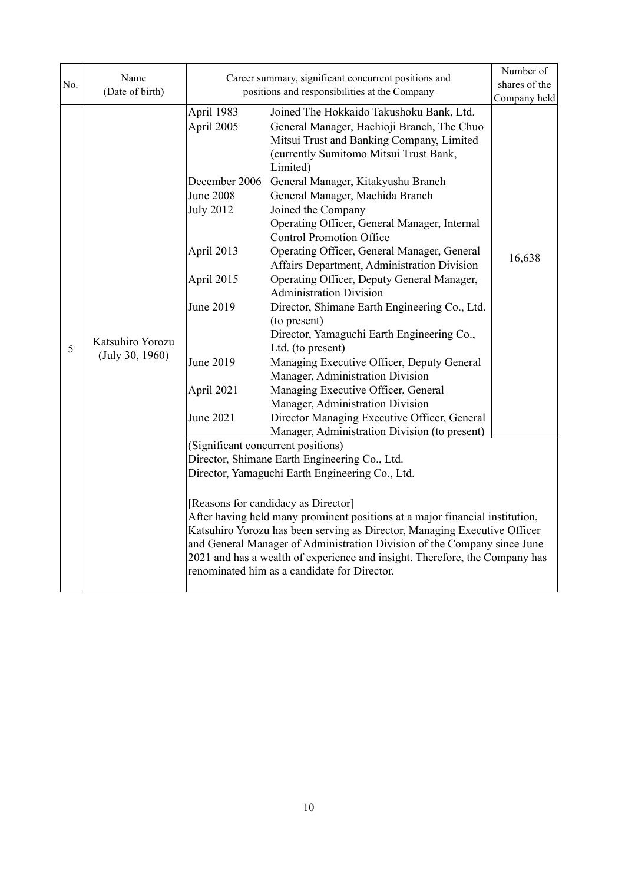| No. | Name (Date of birth) | Career summary, significant concurrent positions and positions and responsibilities at the Company | | Number of shares of the Company held |
|---|---|---|---|---|
| 5 | Katsuhiro Yorozu (July 30, 1960) | April 1983 | Joined The Hokkaido Takushoku Bank, Ltd. | 16,638 |
| | | April 2005 | General Manager, Hachioji Branch, The Chuo Mitsui Trust and Banking Company, Limited (currently Sumitomo Mitsui Trust Bank, Limited) | |
| | | December 2006 | General Manager, Kitakyushu Branch | |
| | | June 2008 | General Manager, Machida Branch | |
| | | July 2012 | Joined the Company<br>Operating Officer, General Manager, Internal Control Promotion Office | |
| | | April 2013 | Operating Officer, General Manager, General Affairs Department, Administration Division | |
| | | April 2015 | Operating Officer, Deputy General Manager, Administration Division | |
| | | June 2019 | Director, Shimane Earth Engineering Co., Ltd. (to present)<br>Director, Yamaguchi Earth Engineering Co., Ltd. (to present) | |
| | | June 2019 | Managing Executive Officer, Deputy General Manager, Administration Division | |
| | | April 2021 | Managing Executive Officer, General Manager, Administration Division | |
| | | June 2021 | Director Managing Executive Officer, General Manager, Administration Division (to present) | |
| | | (Significant concurrent positions)<br>Director, Shimane Earth Engineering Co., Ltd.<br>Director, Yamaguchi Earth Engineering Co., Ltd.<br><br>[Reasons for candidacy as Director]<br>After having held many prominent positions at a major financial institution, Katsuhiro Yorozu has been serving as Director, Managing Executive Officer and General Manager of Administration Division of the Company since June 2021 and has a wealth of experience and insight. Therefore, the Company has renominated him as a candidate for Director. | | |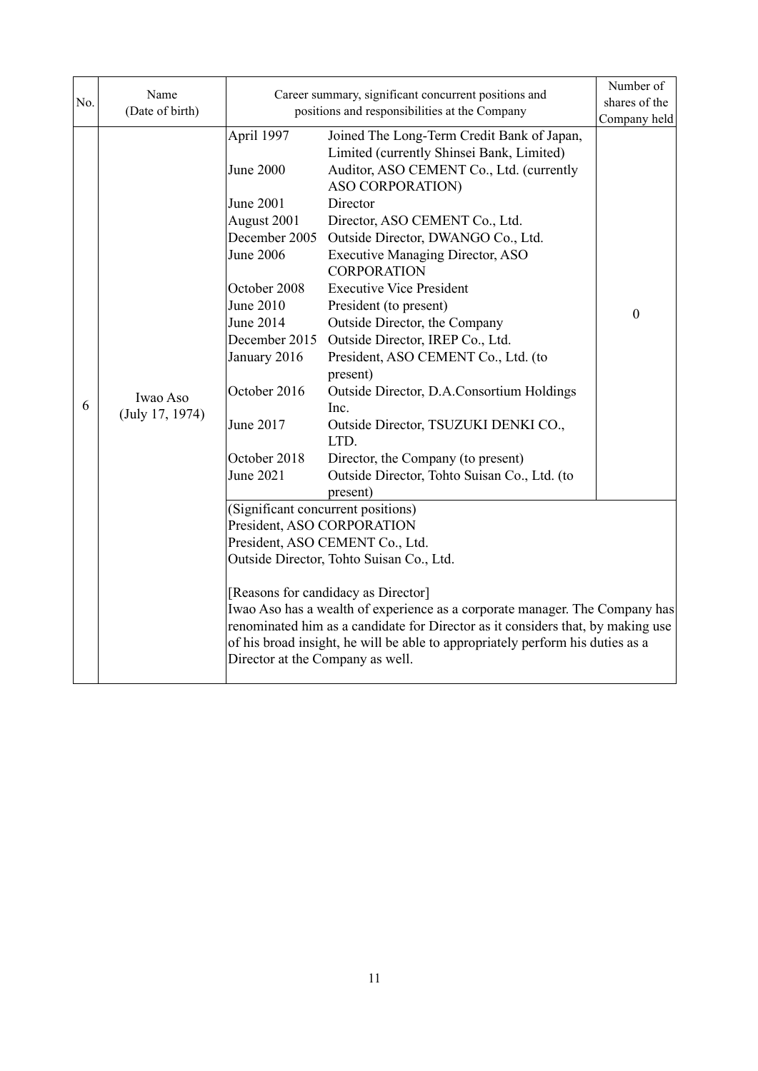| No. | Name (Date of birth) | Career summary, significant concurrent positions and positions and responsibilities at the Company | | Number of shares of the Company held |
|---|---|---|---|---|
| 6 | Iwao Aso (July 17, 1974) | April 1997 | Joined The Long-Term Credit Bank of Japan, Limited (currently Shinsei Bank, Limited) | 0 |
| | | June 2000 | Auditor, ASO CEMENT Co., Ltd. (currently ASO CORPORATION) | |
| | | June 2001 | Director | |
| | | August 2001 | Director, ASO CEMENT Co., Ltd. | |
| | | December 2005 | Outside Director, DWANGO Co., Ltd. | |
| | | June 2006 | Executive Managing Director, ASO CORPORATION | |
| | | October 2008 | Executive Vice President | |
| | | June 2010 | President (to present) | |
| | | June 2014 | Outside Director, the Company | |
| | | December 2015 | Outside Director, IREP Co., Ltd. | |
| | | January 2016 | President, ASO CEMENT Co., Ltd. (to present) | |
| | | October 2016 | Outside Director, D.A.Consortium Holdings Inc. | |
| | | June 2017 | Outside Director, TSUZUKI DENKI CO., LTD. | |
| | | October 2018 | Director, the Company (to present) | |
| | | June 2021 | Outside Director, Tohto Suisan Co., Ltd. (to present) | |
| | | (Significant concurrent positions)<br>President, ASO CORPORATION<br>President, ASO CEMENT Co., Ltd.<br>Outside Director, Tohto Suisan Co., Ltd.<br><br>[Reasons for candidacy as Director]<br>Iwao Aso has a wealth of experience as a corporate manager. The Company has renominated him as a candidate for Director as it considers that, by making use of his broad insight, he will be able to appropriately perform his duties as a Director at the Company as well. | | |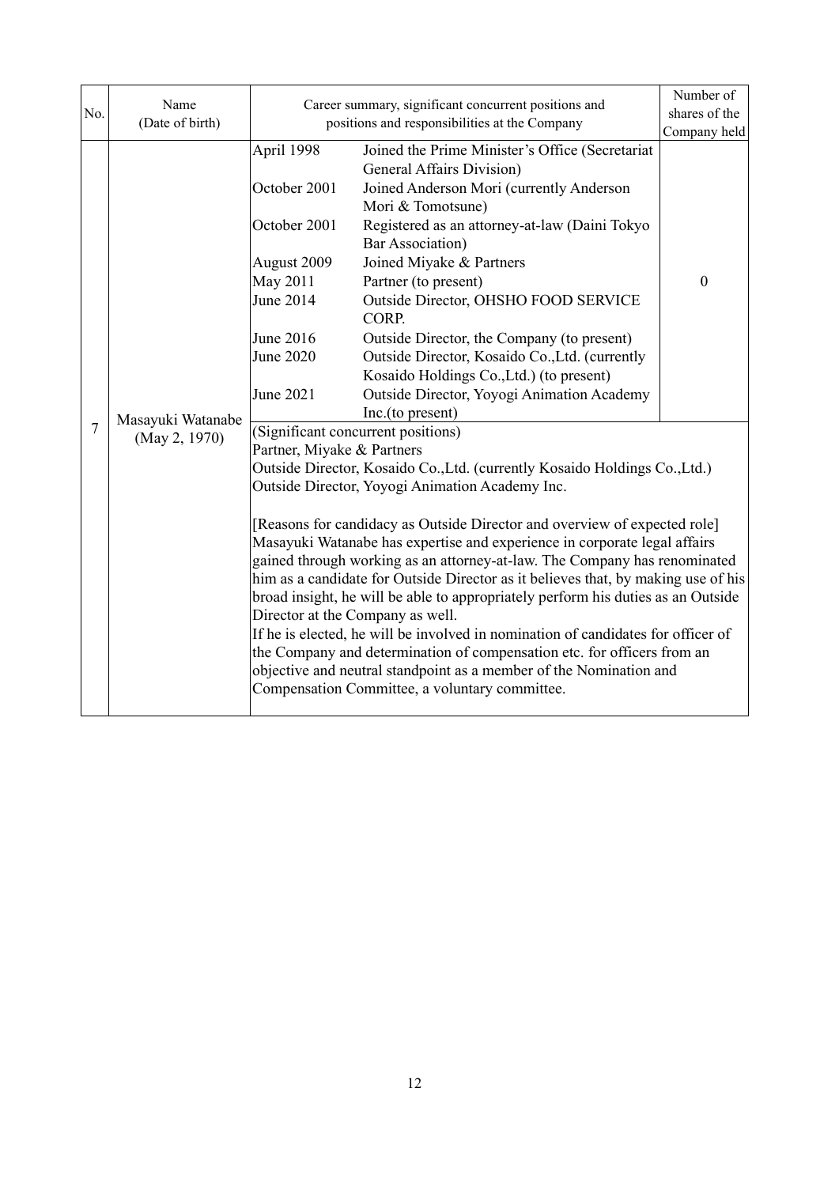| No. | Name (Date of birth) | Career summary, significant concurrent positions and positions and responsibilities at the Company | | Number of shares of the Company held |
|---|---|---|---|---|
| 7 | Masayuki Watanabe (May 2, 1970) | April 1998 | Joined the Prime Minister's Office (Secretariat General Affairs Division) | 0 |
| | | October 2001 | Joined Anderson Mori (currently Anderson Mori & Tomotsune) | |
| | | October 2001 | Registered as an attorney-at-law (Daini Tokyo Bar Association) | |
| | | August 2009 | Joined Miyake & Partners | |
| | | May 2011 | Partner (to present) | |
| | | June 2014 | Outside Director, OHSHO FOOD SERVICE CORP. | |
| | | June 2016 | Outside Director, the Company (to present) | |
| | | June 2020 | Outside Director, Kosaido Co.,Ltd. (currently Kosaido Holdings Co.,Ltd.) (to present) | |
| | | June 2021 | Outside Director, Yoyogi Animation Academy Inc.(to present) | |
| | | (Significant concurrent positions)<br>Partner, Miyake & Partners<br>Outside Director, Kosaido Co.,Ltd. (currently Kosaido Holdings Co.,Ltd.)<br>Outside Director, Yoyogi Animation Academy Inc.<br><br>[Reasons for candidacy as Outside Director and overview of expected role]<br>Masayuki Watanabe has expertise and experience in corporate legal affairs gained through working as an attorney-at-law. The Company has renominated him as a candidate for Outside Director as it believes that, by making use of his broad insight, he will be able to appropriately perform his duties as an Outside Director at the Company as well.<br>If he is elected, he will be involved in nomination of candidates for officer of the Company and determination of compensation etc. for officers from an objective and neutral standpoint as a member of the Nomination and Compensation Committee, a voluntary committee. | | |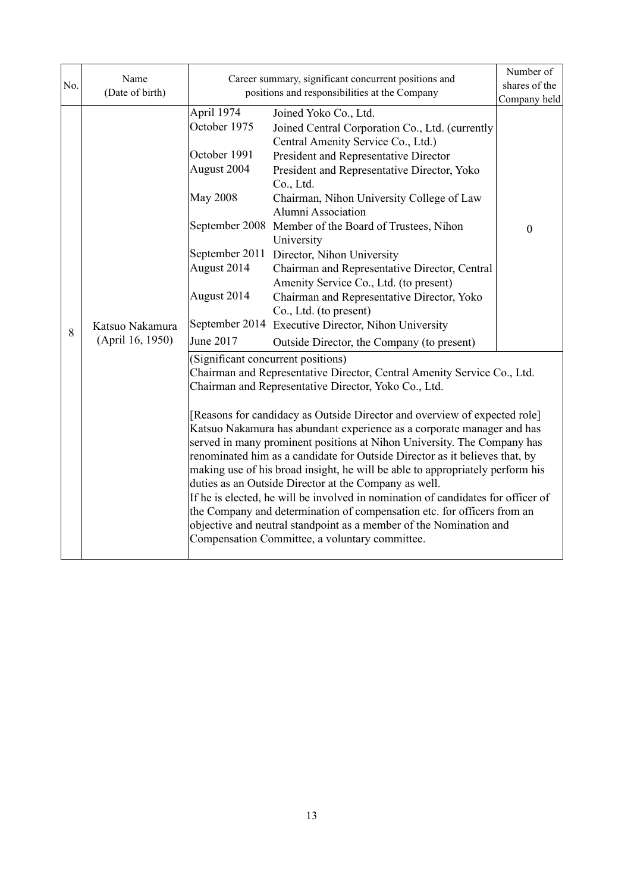| No. | Name (Date of birth) | Career summary, significant concurrent positions and positions and responsibilities at the Company | | Number of shares of the Company held |
|---|---|---|---|---|
| 8 | Katsuo Nakamura (April 16, 1950) | April 1974 | Joined Yoko Co., Ltd. | 0 |
| | | October 1975 | Joined Central Corporation Co., Ltd. (currently Central Amenity Service Co., Ltd.) | |
| | | October 1991 | President and Representative Director | |
| | | August 2004 | President and Representative Director, Yoko Co., Ltd. | |
| | | May 2008 | Chairman, Nihon University College of Law Alumni Association | |
| | | September 2008 | Member of the Board of Trustees, Nihon University | |
| | | September 2011 | Director, Nihon University | |
| | | August 2014 | Chairman and Representative Director, Central Amenity Service Co., Ltd. (to present) | |
| | | August 2014 | Chairman and Representative Director, Yoko Co., Ltd. (to present) | |
| | | September 2014 | Executive Director, Nihon University | |
| | | June 2017 | Outside Director, the Company (to present) | |
| | | (Significant concurrent positions)<br>Chairman and Representative Director, Central Amenity Service Co., Ltd.<br>Chairman and Representative Director, Yoko Co., Ltd.<br><br>[Reasons for candidacy as Outside Director and overview of expected role]<br>Katsuo Nakamura has abundant experience as a corporate manager and has served in many prominent positions at Nihon University. The Company has renominated him as a candidate for Outside Director as it believes that, by making use of his broad insight, he will be able to appropriately perform his duties as an Outside Director at the Company as well.<br>If he is elected, he will be involved in nomination of candidates for officer of the Company and determination of compensation etc. for officers from an objective and neutral standpoint as a member of the Nomination and Compensation Committee, a voluntary committee. | | |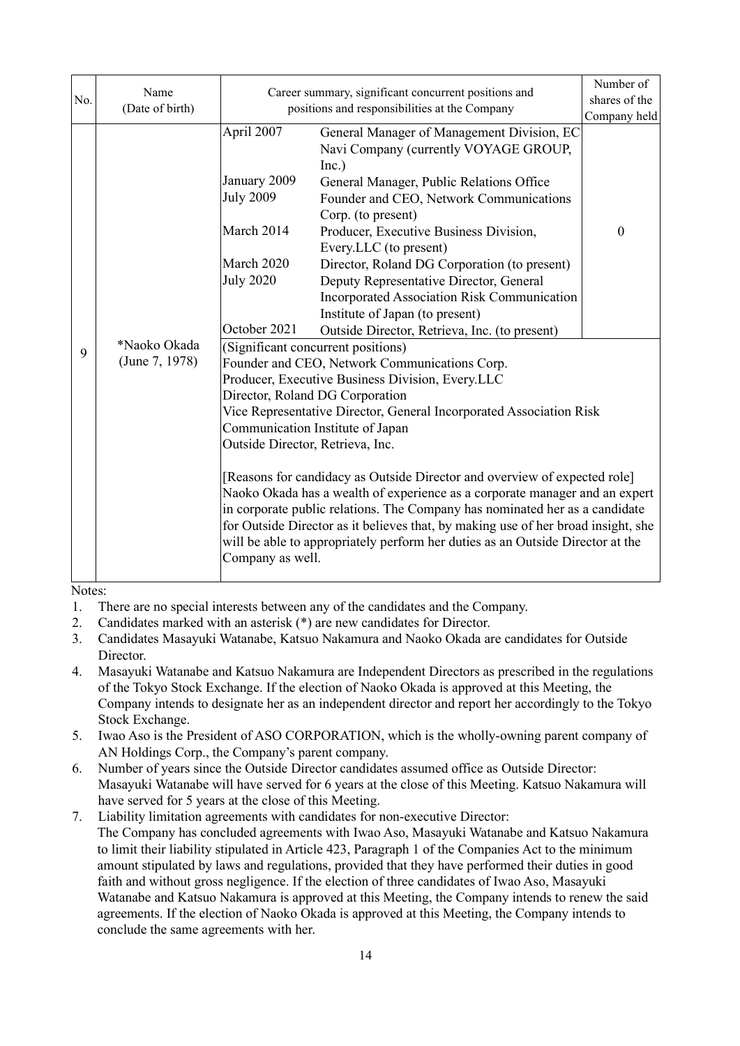| No. | Name (Date of birth) | Career summary, significant concurrent positions and positions and responsibilities at the Company | | Number of shares of the Company held |
|---|---|---|---|---|
| 9 | *Naoko Okada (June 7, 1978) | April 2007 | General Manager of Management Division, EC Navi Company (currently VOYAGE GROUP, Inc.) | 0 |
| | | January 2009 | General Manager, Public Relations Office | |
| | | July 2009 | Founder and CEO, Network Communications Corp. (to present) | |
| | | March 2014 | Producer, Executive Business Division, Every.LLC (to present) | |
| | | March 2020 | Director, Roland DG Corporation (to present) | |
| | | July 2020 | Deputy Representative Director, General Incorporated Association Risk Communication Institute of Japan (to present) | |
| | | October 2021 | Outside Director, Retrieva, Inc. (to present) | |
| | | (Significant concurrent positions)<br>Founder and CEO, Network Communications Corp.<br>Producer, Executive Business Division, Every.LLC<br>Director, Roland DG Corporation<br>Vice Representative Director, General Incorporated Association Risk Communication Institute of Japan<br>Outside Director, Retrieva, Inc.<br><br>[Reasons for candidacy as Outside Director and overview of expected role]<br>Naoko Okada has a wealth of experience as a corporate manager and an expert in corporate public relations. The Company has nominated her as a candidate for Outside Director as it believes that, by making use of her broad insight, she will be able to appropriately perform her duties as an Outside Director at the Company as well. | | |

Notes:

1. There are no special interests between any of the candidates and the Company.
2. Candidates marked with an asterisk (*) are new candidates for Director.
3. Candidates Masayuki Watanabe, Katsuo Nakamura and Naoko Okada are candidates for Outside Director.
4. Masayuki Watanabe and Katsuo Nakamura are Independent Directors as prescribed in the regulations of the Tokyo Stock Exchange. If the election of Naoko Okada is approved at this Meeting, the Company intends to designate her as an independent director and report her accordingly to the Tokyo Stock Exchange.
5. Iwao Aso is the President of ASO CORPORATION, which is the wholly-owning parent company of AN Holdings Corp., the Company's parent company.
6. Number of years since the Outside Director candidates assumed office as Outside Director: Masayuki Watanabe will have served for 6 years at the close of this Meeting. Katsuo Nakamura will have served for 5 years at the close of this Meeting.
7. Liability limitation agreements with candidates for non-executive Director: The Company has concluded agreements with Iwao Aso, Masayuki Watanabe and Katsuo Nakamura to limit their liability stipulated in Article 423, Paragraph 1 of the Companies Act to the minimum amount stipulated by laws and regulations, provided that they have performed their duties in good faith and without gross negligence. If the election of three candidates of Iwao Aso, Masayuki Watanabe and Katsuo Nakamura is approved at this Meeting, the Company intends to renew the said agreements. If the election of Naoko Okada is approved at this Meeting, the Company intends to conclude the same agreements with her.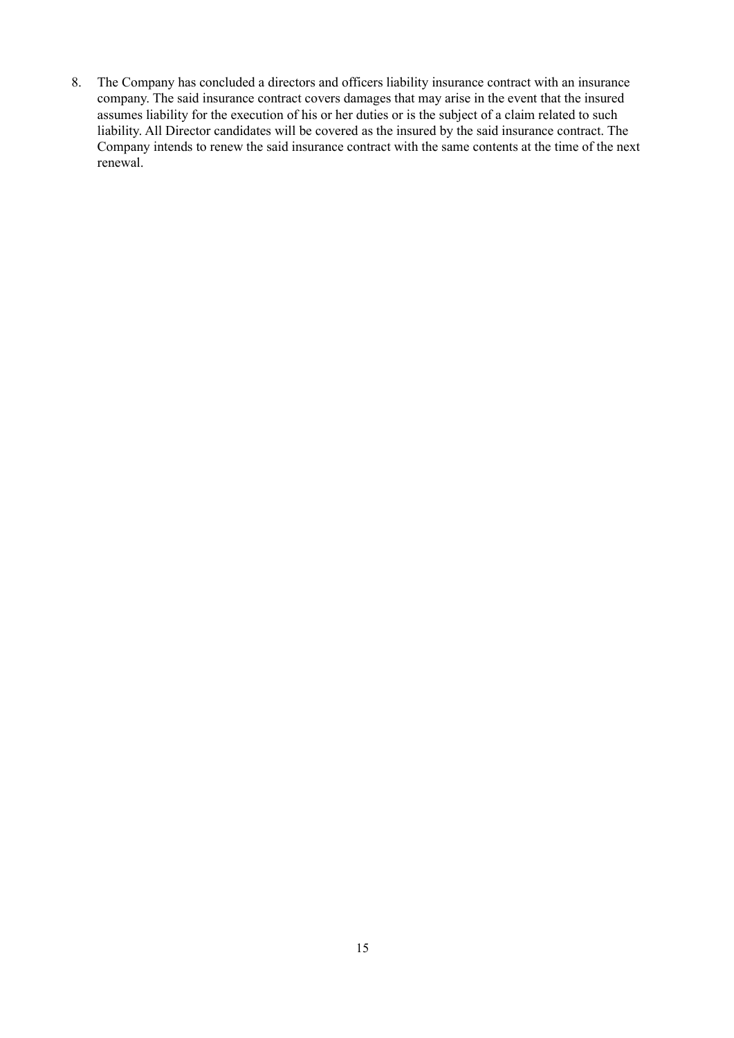8. The Company has concluded a directors and officers liability insurance contract with an insurance company. The said insurance contract covers damages that may arise in the event that the insured assumes liability for the execution of his or her duties or is the subject of a claim related to such liability. All Director candidates will be covered as the insured by the said insurance contract. The Company intends to renew the said insurance contract with the same contents at the time of the next renewal.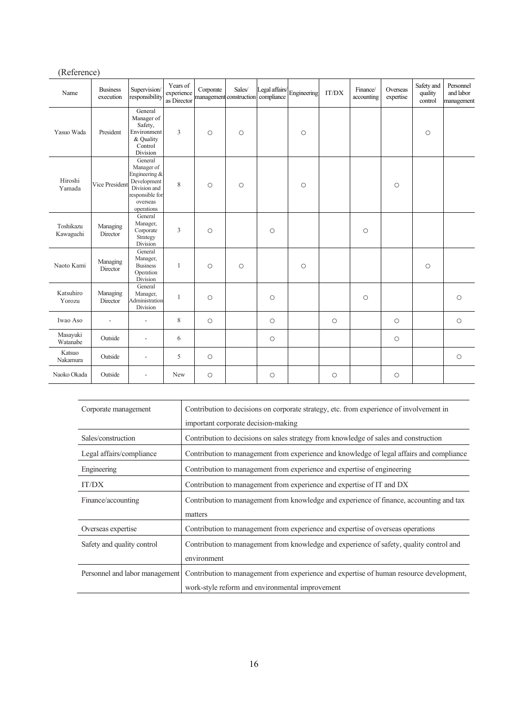(Reference)

| Name | Business execution | Supervision/ responsibility | Years of experience as Director | Corporate management | Sales/ construction | Legal affairs/ compliance | Engineering | IT/DX | Finance/ accounting | Overseas expertise | Safety and quality control | Personnel and labor management |
|---|---|---|---|---|---|---|---|---|---|---|---|---|
| Yasuo Wada | President | General Manager of Safety, Environment & Quality Control Division | 3 | ○ | ○ | | ○ | | | | ○ | |
| Hiroshi Yamada | Vice President | General Manager of Engineering & Development Division and responsible for overseas operations | 8 | ○ | ○ | | ○ | | | ○ | | |
| Toshikazu Kawaguchi | Managing Director | General Manager, Corporate Strategy Division | 3 | ○ | | ○ | | | ○ | | | |
| Naoto Kami | Managing Director | General Manager, Business Operation Division | 1 | ○ | ○ | | ○ | | | | ○ | |
| Katsuhiro Yorozu | Managing Director | General Manager, Administration Division | 1 | ○ | | ○ | | | ○ | | | ○ |
| Iwao Aso | - | - | 8 | ○ | | ○ | | ○ | | ○ | | ○ |
| Masayuki Watanabe | Outside | - | 6 | | | ○ | | | | ○ | | |
| Katsuo Nakamura | Outside | - | 5 | ○ | | | | | | | | ○ |
| Naoko Okada | Outside | - | New | ○ | | ○ | | ○ | | ○ | | |

| | |
|---|---|
| Corporate management | Contribution to decisions on corporate strategy, etc. from experience of involvement in important corporate decision-making |
| Sales/construction | Contribution to decisions on sales strategy from knowledge of sales and construction |
| Legal affairs/compliance | Contribution to management from experience and knowledge of legal affairs and compliance |
| Engineering | Contribution to management from experience and expertise of engineering |
| IT/DX | Contribution to management from experience and expertise of IT and DX |
| Finance/accounting | Contribution to management from knowledge and experience of finance, accounting and tax matters |
| Overseas expertise | Contribution to management from experience and expertise of overseas operations |
| Safety and quality control | Contribution to management from knowledge and experience of safety, quality control and environment |
| Personnel and labor management | Contribution to management from experience and expertise of human resource development, work-style reform and environmental improvement |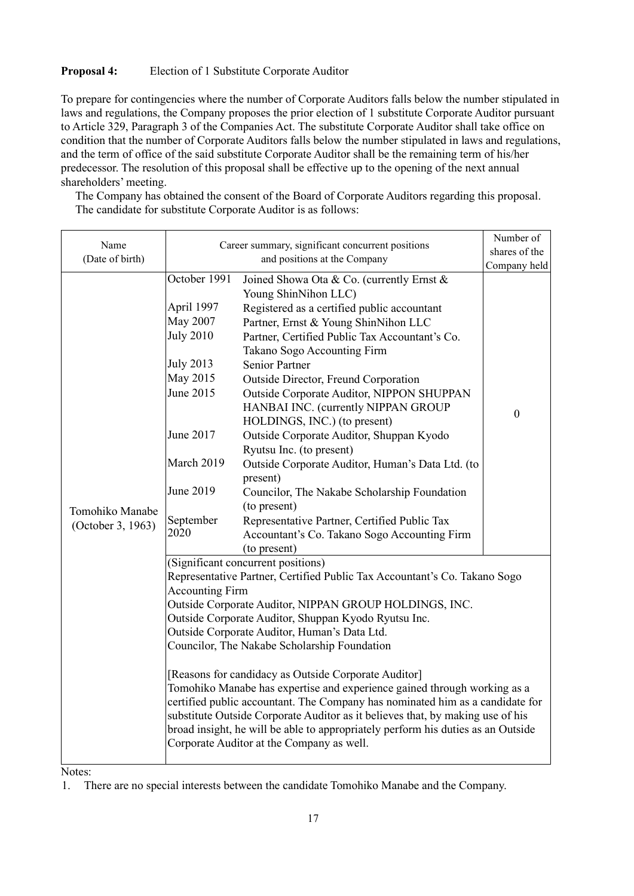**Proposal 4:** Election of 1 Substitute Corporate Auditor

To prepare for contingencies where the number of Corporate Auditors falls below the number stipulated in laws and regulations, the Company proposes the prior election of 1 substitute Corporate Auditor pursuant to Article 329, Paragraph 3 of the Companies Act. The substitute Corporate Auditor shall take office on condition that the number of Corporate Auditors falls below the number stipulated in laws and regulations, and the term of office of the said substitute Corporate Auditor shall be the remaining term of his/her predecessor. The resolution of this proposal shall be effective up to the opening of the next annual shareholders' meeting.

The Company has obtained the consent of the Board of Corporate Auditors regarding this proposal.

The candidate for substitute Corporate Auditor is as follows:

| Name (Date of birth) | Career summary, significant concurrent positions and positions at the Company | | Number of shares of the Company held |
|---|---|---|---|
| Tomohiko Manabe (October 3, 1963) | October 1991 | Joined Showa Ota & Co. (currently Ernst & Young ShinNihon LLC) | 0 |
| | April 1997 | Registered as a certified public accountant | |
| | May 2007 | Partner, Ernst & Young ShinNihon LLC | |
| | July 2010 | Partner, Certified Public Tax Accountant's Co. Takano Sogo Accounting Firm | |
| | July 2013 | Senior Partner | |
| | May 2015 | Outside Director, Freund Corporation | |
| | June 2015 | Outside Corporate Auditor, NIPPON SHUPPAN HANBAI INC. (currently NIPPAN GROUP HOLDINGS, INC.) (to present) | |
| | June 2017 | Outside Corporate Auditor, Shuppan Kyodo Ryutsu Inc. (to present) | |
| | March 2019 | Outside Corporate Auditor, Human's Data Ltd. (to present) | |
| | June 2019 | Councilor, The Nakabe Scholarship Foundation (to present) | |
| | September 2020 | Representative Partner, Certified Public Tax Accountant's Co. Takano Sogo Accounting Firm (to present) | |
| | (Significant concurrent positions)<br>Representative Partner, Certified Public Tax Accountant's Co. Takano Sogo Accounting Firm<br>Outside Corporate Auditor, NIPPAN GROUP HOLDINGS, INC.<br>Outside Corporate Auditor, Shuppan Kyodo Ryutsu Inc.<br>Outside Corporate Auditor, Human's Data Ltd.<br>Councilor, The Nakabe Scholarship Foundation<br><br>[Reasons for candidacy as Outside Corporate Auditor]<br>Tomohiko Manabe has expertise and experience gained through working as a certified public accountant. The Company has nominated him as a candidate for substitute Outside Corporate Auditor as it believes that, by making use of his broad insight, he will be able to appropriately perform his duties as an Outside Corporate Auditor at the Company as well. | | |

Notes:

1. There are no special interests between the candidate Tomohiko Manabe and the Company.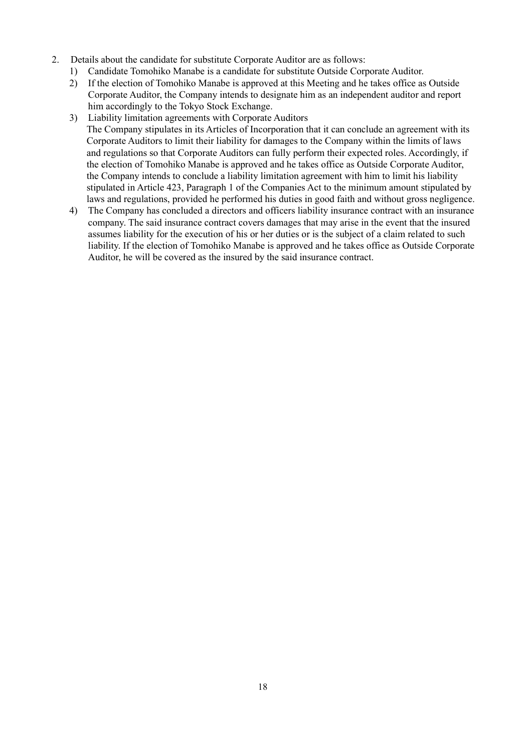2. Details about the candidate for substitute Corporate Auditor are as follows:
   1) Candidate Tomohiko Manabe is a candidate for substitute Outside Corporate Auditor.
   2) If the election of Tomohiko Manabe is approved at this Meeting and he takes office as Outside Corporate Auditor, the Company intends to designate him as an independent auditor and report him accordingly to the Tokyo Stock Exchange.
   3) Liability limitation agreements with Corporate Auditors
      The Company stipulates in its Articles of Incorporation that it can conclude an agreement with its Corporate Auditors to limit their liability for damages to the Company within the limits of laws and regulations so that Corporate Auditors can fully perform their expected roles. Accordingly, if the election of Tomohiko Manabe is approved and he takes office as Outside Corporate Auditor, the Company intends to conclude a liability limitation agreement with him to limit his liability stipulated in Article 423, Paragraph 1 of the Companies Act to the minimum amount stipulated by laws and regulations, provided he performed his duties in good faith and without gross negligence.
   4) The Company has concluded a directors and officers liability insurance contract with an insurance company. The said insurance contract covers damages that may arise in the event that the insured assumes liability for the execution of his or her duties or is the subject of a claim related to such liability. If the election of Tomohiko Manabe is approved and he takes office as Outside Corporate Auditor, he will be covered as the insured by the said insurance contract.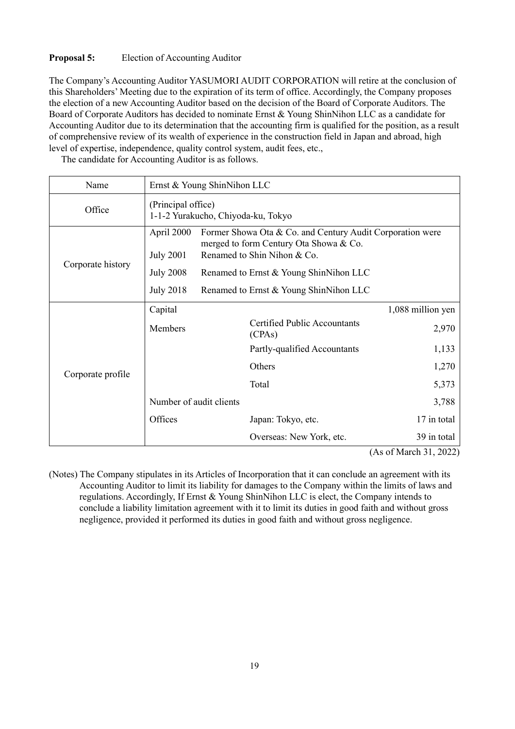**Proposal 5:** Election of Accounting Auditor

The Company's Accounting Auditor YASUMORI AUDIT CORPORATION will retire at the conclusion of this Shareholders' Meeting due to the expiration of its term of office. Accordingly, the Company proposes the election of a new Accounting Auditor based on the decision of the Board of Corporate Auditors. The Board of Corporate Auditors has decided to nominate Ernst & Young ShinNihon LLC as a candidate for Accounting Auditor due to its determination that the accounting firm is qualified for the position, as a result of comprehensive review of its wealth of experience in the construction field in Japan and abroad, high level of expertise, independence, quality control system, audit fees, etc.,

The candidate for Accounting Auditor is as follows.

| | | | |
|---|---|---|---|
| Name | Ernst & Young ShinNihon LLC | | |
| Office | (Principal office)<br>1-1-2 Yurakucho, Chiyoda-ku, Tokyo | | |
| Corporate history | April 2000 | Former Showa Ota & Co. and Century Audit Corporation were merged to form Century Ota Showa & Co. | |
| | July 2001 | Renamed to Shin Nihon & Co. | |
| | July 2008 | Renamed to Ernst & Young ShinNihon LLC | |
| | July 2018 | Renamed to Ernst & Young ShinNihon LLC | |
| Corporate profile | Capital | | 1,088 million yen |
| | Members | Certified Public Accountants (CPAs) | 2,970 |
| | | Partly-qualified Accountants | 1,133 |
| | | Others | 1,270 |
| | | Total | 5,373 |
| | Number of audit clients | | 3,788 |
| | Offices | Japan: Tokyo, etc. | 17 in total |
| | | Overseas: New York, etc. | 39 in total |

(As of March 31, 2022)

(Notes) The Company stipulates in its Articles of Incorporation that it can conclude an agreement with its Accounting Auditor to limit its liability for damages to the Company within the limits of laws and regulations. Accordingly, If Ernst & Young ShinNihon LLC is elect, the Company intends to conclude a liability limitation agreement with it to limit its duties in good faith and without gross negligence, provided it performed its duties in good faith and without gross negligence.